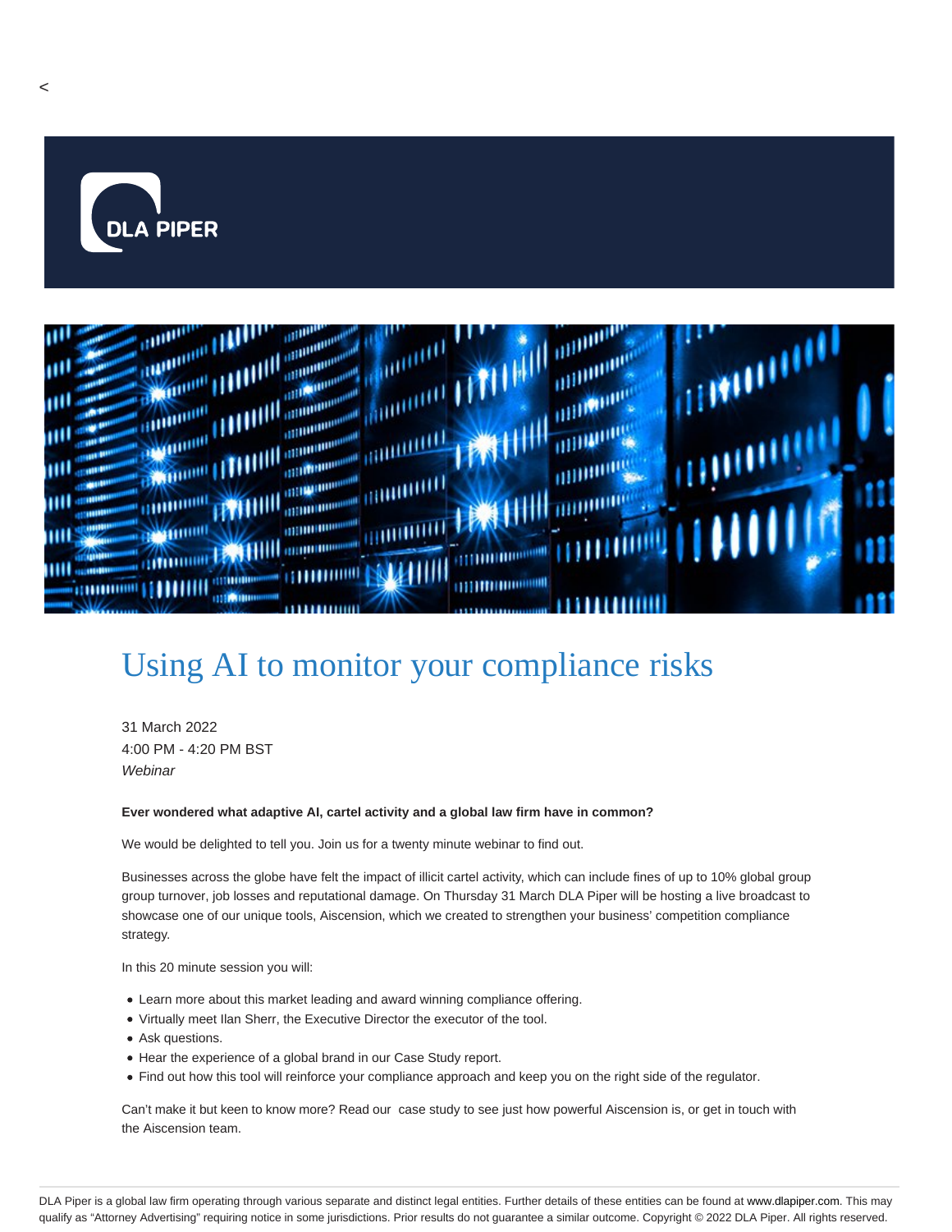<

DLA PIPER

# Using AI to monitor your compliance risks

31 March 2022
4:00 PM - 4:20 PM BST
*Webinar*

**Ever wondered what adaptive AI, cartel activity and a global law firm have in common?**

We would be delighted to tell you. Join us for a twenty minute webinar to find out.

Businesses across the globe have felt the impact of illicit cartel activity, which can include fines of up to 10% global group group turnover, job losses and reputational damage. On Thursday 31 March DLA Piper will be hosting a live broadcast to showcase one of our unique tools, Aiscension, which we created to strengthen your business' competition compliance strategy.

In this 20 minute session you will:

- Learn more about this market leading and award winning compliance offering.
- Virtually meet Ilan Sherr, the Executive Director the executor of the tool.
- Ask questions.
- Hear the experience of a global brand in our Case Study report.
- Find out how this tool will reinforce your compliance approach and keep you on the right side of the regulator.

Can't make it but keen to know more? Read our case study to see just how powerful Aiscension is, or get in touch with the Aiscension team.

DLA Piper is a global law firm operating through various separate and distinct legal entities. Further details of these entities can be found at www.dlapiper.com. This may qualify as "Attorney Advertising" requiring notice in some jurisdictions. Prior results do not guarantee a similar outcome. Copyright © 2022 DLA Piper. All rights reserved.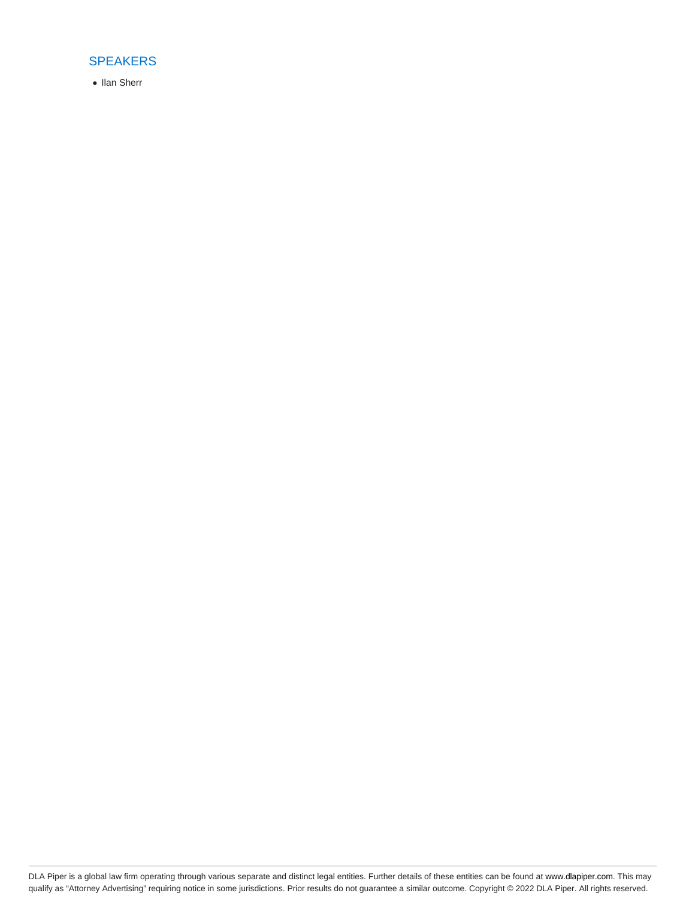## SPEAKERS

- Ilan Sherr

DLA Piper is a global law firm operating through various separate and distinct legal entities. Further details of these entities can be found at www.dlapiper.com. This may qualify as "Attorney Advertising" requiring notice in some jurisdictions. Prior results do not guarantee a similar outcome. Copyright © 2022 DLA Piper. All rights reserved.